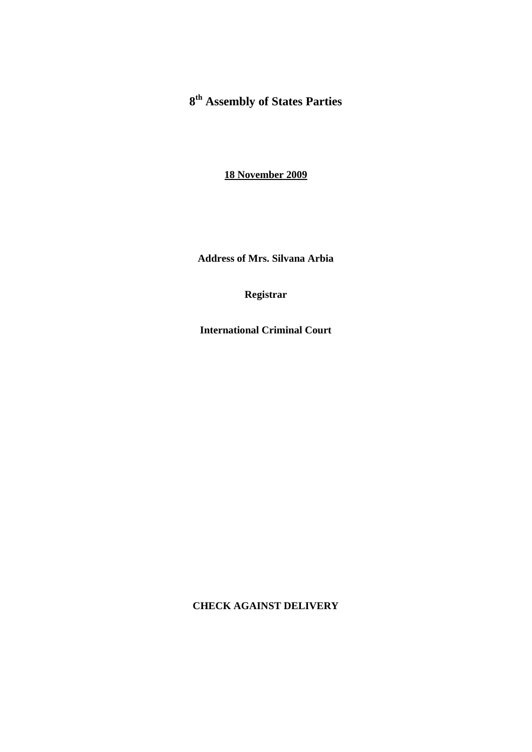# 8th Assembly of States Parties

**18 November 2009**

**Address of Mrs. Silvana Arbia**

**Registrar**

**International Criminal Court**

**CHECK AGAINST DELIVERY**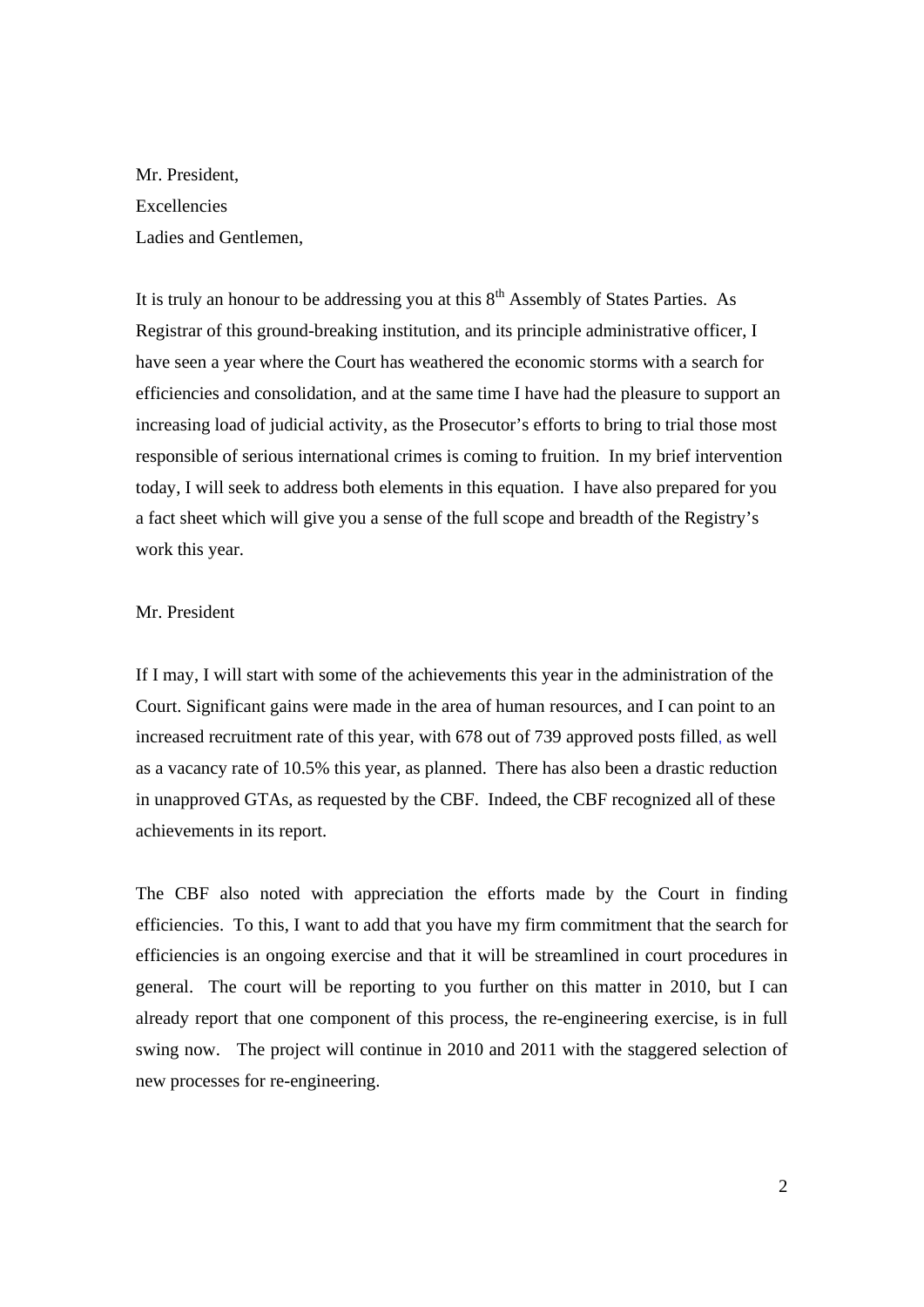Mr. President,
Excellencies
Ladies and Gentlemen,

It is truly an honour to be addressing you at this 8th Assembly of States Parties. As Registrar of this ground-breaking institution, and its principle administrative officer, I have seen a year where the Court has weathered the economic storms with a search for efficiencies and consolidation, and at the same time I have had the pleasure to support an increasing load of judicial activity, as the Prosecutor's efforts to bring to trial those most responsible of serious international crimes is coming to fruition. In my brief intervention today, I will seek to address both elements in this equation. I have also prepared for you a fact sheet which will give you a sense of the full scope and breadth of the Registry's work this year.

Mr. President

If I may, I will start with some of the achievements this year in the administration of the Court. Significant gains were made in the area of human resources, and I can point to an increased recruitment rate of this year, with 678 out of 739 approved posts filled, as well as a vacancy rate of 10.5% this year, as planned. There has also been a drastic reduction in unapproved GTAs, as requested by the CBF. Indeed, the CBF recognized all of these achievements in its report.

The CBF also noted with appreciation the efforts made by the Court in finding efficiencies. To this, I want to add that you have my firm commitment that the search for efficiencies is an ongoing exercise and that it will be streamlined in court procedures in general. The court will be reporting to you further on this matter in 2010, but I can already report that one component of this process, the re-engineering exercise, is in full swing now. The project will continue in 2010 and 2011 with the staggered selection of new processes for re-engineering.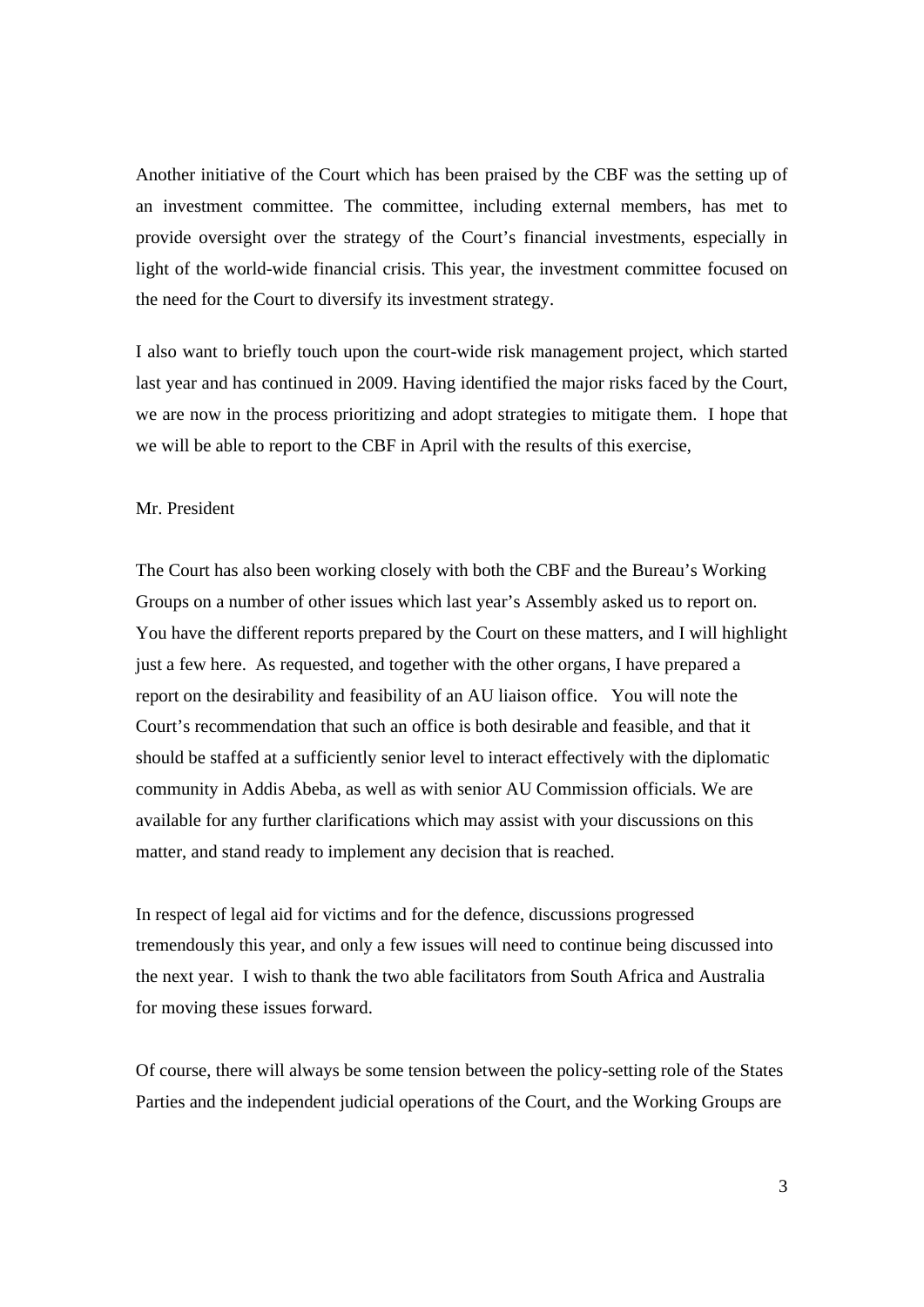Another initiative of the Court which has been praised by the CBF was the setting up of an investment committee. The committee, including external members, has met to provide oversight over the strategy of the Court's financial investments, especially in light of the world-wide financial crisis. This year, the investment committee focused on the need for the Court to diversify its investment strategy.

I also want to briefly touch upon the court-wide risk management project, which started last year and has continued in 2009. Having identified the major risks faced by the Court, we are now in the process prioritizing and adopt strategies to mitigate them. I hope that we will be able to report to the CBF in April with the results of this exercise,

Mr. President

The Court has also been working closely with both the CBF and the Bureau's Working Groups on a number of other issues which last year's Assembly asked us to report on. You have the different reports prepared by the Court on these matters, and I will highlight just a few here. As requested, and together with the other organs, I have prepared a report on the desirability and feasibility of an AU liaison office. You will note the Court's recommendation that such an office is both desirable and feasible, and that it should be staffed at a sufficiently senior level to interact effectively with the diplomatic community in Addis Abeba, as well as with senior AU Commission officials. We are available for any further clarifications which may assist with your discussions on this matter, and stand ready to implement any decision that is reached.

In respect of legal aid for victims and for the defence, discussions progressed tremendously this year, and only a few issues will need to continue being discussed into the next year. I wish to thank the two able facilitators from South Africa and Australia for moving these issues forward.

Of course, there will always be some tension between the policy-setting role of the States Parties and the independent judicial operations of the Court, and the Working Groups are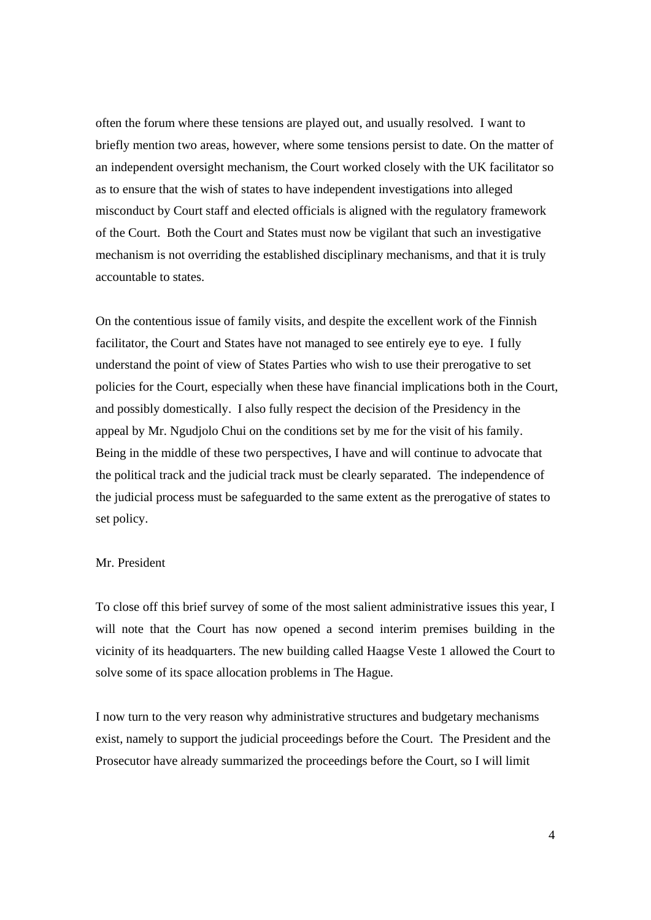often the forum where these tensions are played out, and usually resolved. I want to briefly mention two areas, however, where some tensions persist to date. On the matter of an independent oversight mechanism, the Court worked closely with the UK facilitator so as to ensure that the wish of states to have independent investigations into alleged misconduct by Court staff and elected officials is aligned with the regulatory framework of the Court. Both the Court and States must now be vigilant that such an investigative mechanism is not overriding the established disciplinary mechanisms, and that it is truly accountable to states.

On the contentious issue of family visits, and despite the excellent work of the Finnish facilitator, the Court and States have not managed to see entirely eye to eye. I fully understand the point of view of States Parties who wish to use their prerogative to set policies for the Court, especially when these have financial implications both in the Court, and possibly domestically. I also fully respect the decision of the Presidency in the appeal by Mr. Ngudjolo Chui on the conditions set by me for the visit of his family. Being in the middle of these two perspectives, I have and will continue to advocate that the political track and the judicial track must be clearly separated. The independence of the judicial process must be safeguarded to the same extent as the prerogative of states to set policy.

Mr. President

To close off this brief survey of some of the most salient administrative issues this year, I will note that the Court has now opened a second interim premises building in the vicinity of its headquarters. The new building called Haagse Veste 1 allowed the Court to solve some of its space allocation problems in The Hague.

I now turn to the very reason why administrative structures and budgetary mechanisms exist, namely to support the judicial proceedings before the Court. The President and the Prosecutor have already summarized the proceedings before the Court, so I will limit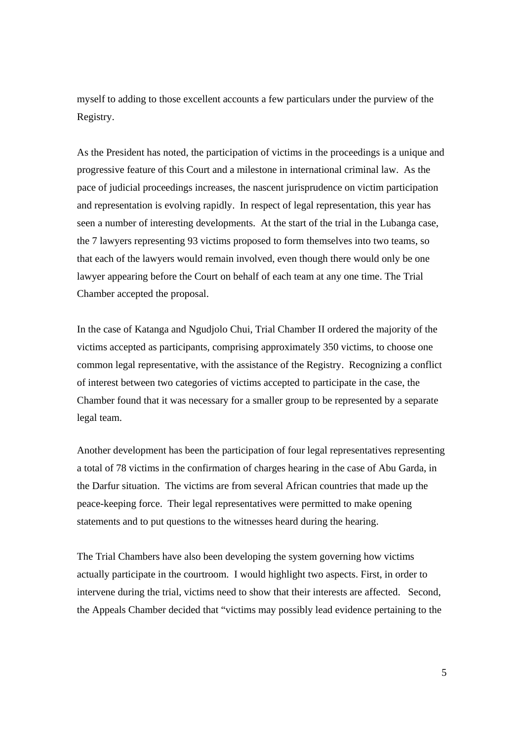myself to adding to those excellent accounts a few particulars under the purview of the Registry.

As the President has noted, the participation of victims in the proceedings is a unique and progressive feature of this Court and a milestone in international criminal law. As the pace of judicial proceedings increases, the nascent jurisprudence on victim participation and representation is evolving rapidly. In respect of legal representation, this year has seen a number of interesting developments. At the start of the trial in the Lubanga case, the 7 lawyers representing 93 victims proposed to form themselves into two teams, so that each of the lawyers would remain involved, even though there would only be one lawyer appearing before the Court on behalf of each team at any one time. The Trial Chamber accepted the proposal.

In the case of Katanga and Ngudjolo Chui, Trial Chamber II ordered the majority of the victims accepted as participants, comprising approximately 350 victims, to choose one common legal representative, with the assistance of the Registry. Recognizing a conflict of interest between two categories of victims accepted to participate in the case, the Chamber found that it was necessary for a smaller group to be represented by a separate legal team.

Another development has been the participation of four legal representatives representing a total of 78 victims in the confirmation of charges hearing in the case of Abu Garda, in the Darfur situation. The victims are from several African countries that made up the peace-keeping force. Their legal representatives were permitted to make opening statements and to put questions to the witnesses heard during the hearing.

The Trial Chambers have also been developing the system governing how victims actually participate in the courtroom. I would highlight two aspects. First, in order to intervene during the trial, victims need to show that their interests are affected. Second, the Appeals Chamber decided that "victims may possibly lead evidence pertaining to the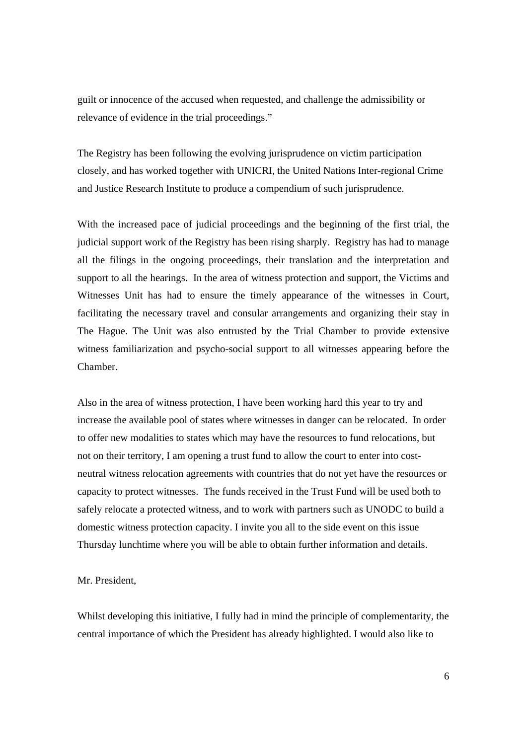guilt or innocence of the accused when requested, and challenge the admissibility or relevance of evidence in the trial proceedings."

The Registry has been following the evolving jurisprudence on victim participation closely, and has worked together with UNICRI, the United Nations Inter-regional Crime and Justice Research Institute to produce a compendium of such jurisprudence.

With the increased pace of judicial proceedings and the beginning of the first trial, the judicial support work of the Registry has been rising sharply. Registry has had to manage all the filings in the ongoing proceedings, their translation and the interpretation and support to all the hearings. In the area of witness protection and support, the Victims and Witnesses Unit has had to ensure the timely appearance of the witnesses in Court, facilitating the necessary travel and consular arrangements and organizing their stay in The Hague. The Unit was also entrusted by the Trial Chamber to provide extensive witness familiarization and psycho-social support to all witnesses appearing before the Chamber.

Also in the area of witness protection, I have been working hard this year to try and increase the available pool of states where witnesses in danger can be relocated. In order to offer new modalities to states which may have the resources to fund relocations, but not on their territory, I am opening a trust fund to allow the court to enter into cost-neutral witness relocation agreements with countries that do not yet have the resources or capacity to protect witnesses. The funds received in the Trust Fund will be used both to safely relocate a protected witness, and to work with partners such as UNODC to build a domestic witness protection capacity. I invite you all to the side event on this issue Thursday lunchtime where you will be able to obtain further information and details.

Mr. President,

Whilst developing this initiative, I fully had in mind the principle of complementarity, the central importance of which the President has already highlighted. I would also like to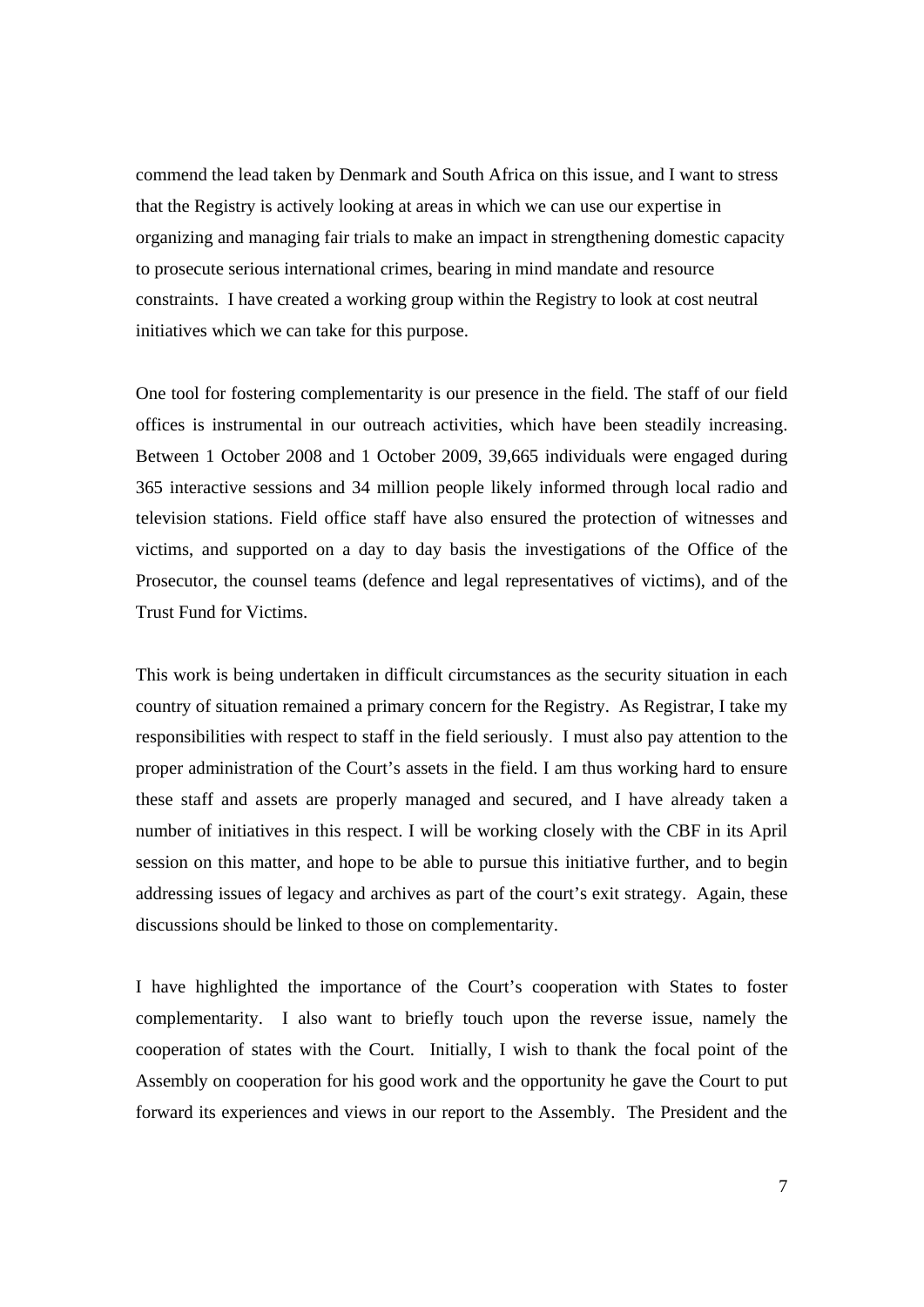commend the lead taken by Denmark and South Africa on this issue, and I want to stress that the Registry is actively looking at areas in which we can use our expertise in organizing and managing fair trials to make an impact in strengthening domestic capacity to prosecute serious international crimes, bearing in mind mandate and resource constraints. I have created a working group within the Registry to look at cost neutral initiatives which we can take for this purpose.

One tool for fostering complementarity is our presence in the field. The staff of our field offices is instrumental in our outreach activities, which have been steadily increasing. Between 1 October 2008 and 1 October 2009, 39,665 individuals were engaged during 365 interactive sessions and 34 million people likely informed through local radio and television stations. Field office staff have also ensured the protection of witnesses and victims, and supported on a day to day basis the investigations of the Office of the Prosecutor, the counsel teams (defence and legal representatives of victims), and of the Trust Fund for Victims.

This work is being undertaken in difficult circumstances as the security situation in each country of situation remained a primary concern for the Registry. As Registrar, I take my responsibilities with respect to staff in the field seriously. I must also pay attention to the proper administration of the Court's assets in the field. I am thus working hard to ensure these staff and assets are properly managed and secured, and I have already taken a number of initiatives in this respect. I will be working closely with the CBF in its April session on this matter, and hope to be able to pursue this initiative further, and to begin addressing issues of legacy and archives as part of the court's exit strategy. Again, these discussions should be linked to those on complementarity.

I have highlighted the importance of the Court's cooperation with States to foster complementarity. I also want to briefly touch upon the reverse issue, namely the cooperation of states with the Court. Initially, I wish to thank the focal point of the Assembly on cooperation for his good work and the opportunity he gave the Court to put forward its experiences and views in our report to the Assembly. The President and the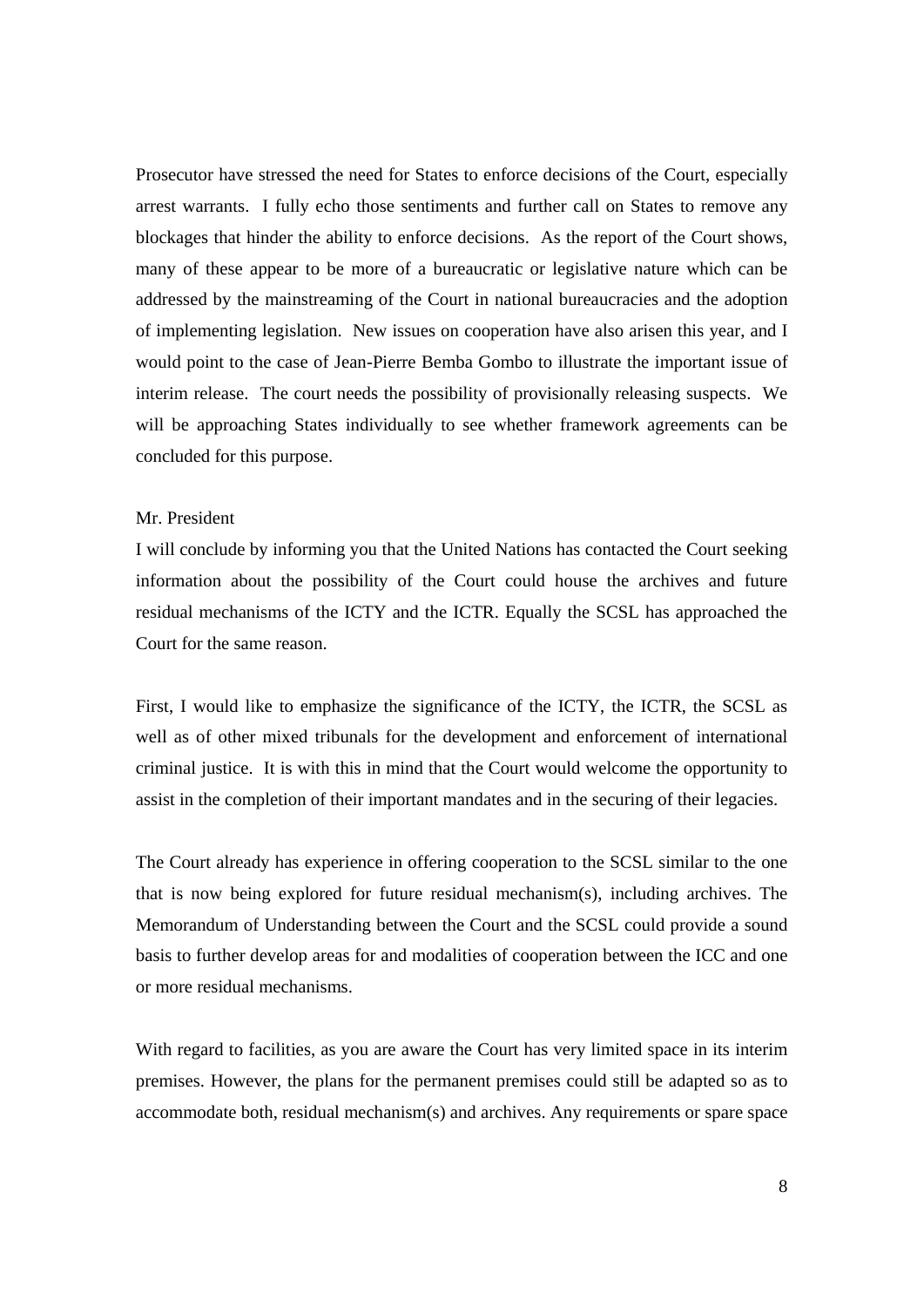Prosecutor have stressed the need for States to enforce decisions of the Court, especially arrest warrants. I fully echo those sentiments and further call on States to remove any blockages that hinder the ability to enforce decisions. As the report of the Court shows, many of these appear to be more of a bureaucratic or legislative nature which can be addressed by the mainstreaming of the Court in national bureaucracies and the adoption of implementing legislation. New issues on cooperation have also arisen this year, and I would point to the case of Jean-Pierre Bemba Gombo to illustrate the important issue of interim release. The court needs the possibility of provisionally releasing suspects. We will be approaching States individually to see whether framework agreements can be concluded for this purpose.

Mr. President

I will conclude by informing you that the United Nations has contacted the Court seeking information about the possibility of the Court could house the archives and future residual mechanisms of the ICTY and the ICTR. Equally the SCSL has approached the Court for the same reason.

First, I would like to emphasize the significance of the ICTY, the ICTR, the SCSL as well as of other mixed tribunals for the development and enforcement of international criminal justice. It is with this in mind that the Court would welcome the opportunity to assist in the completion of their important mandates and in the securing of their legacies.

The Court already has experience in offering cooperation to the SCSL similar to the one that is now being explored for future residual mechanism(s), including archives. The Memorandum of Understanding between the Court and the SCSL could provide a sound basis to further develop areas for and modalities of cooperation between the ICC and one or more residual mechanisms.

With regard to facilities, as you are aware the Court has very limited space in its interim premises. However, the plans for the permanent premises could still be adapted so as to accommodate both, residual mechanism(s) and archives. Any requirements or spare space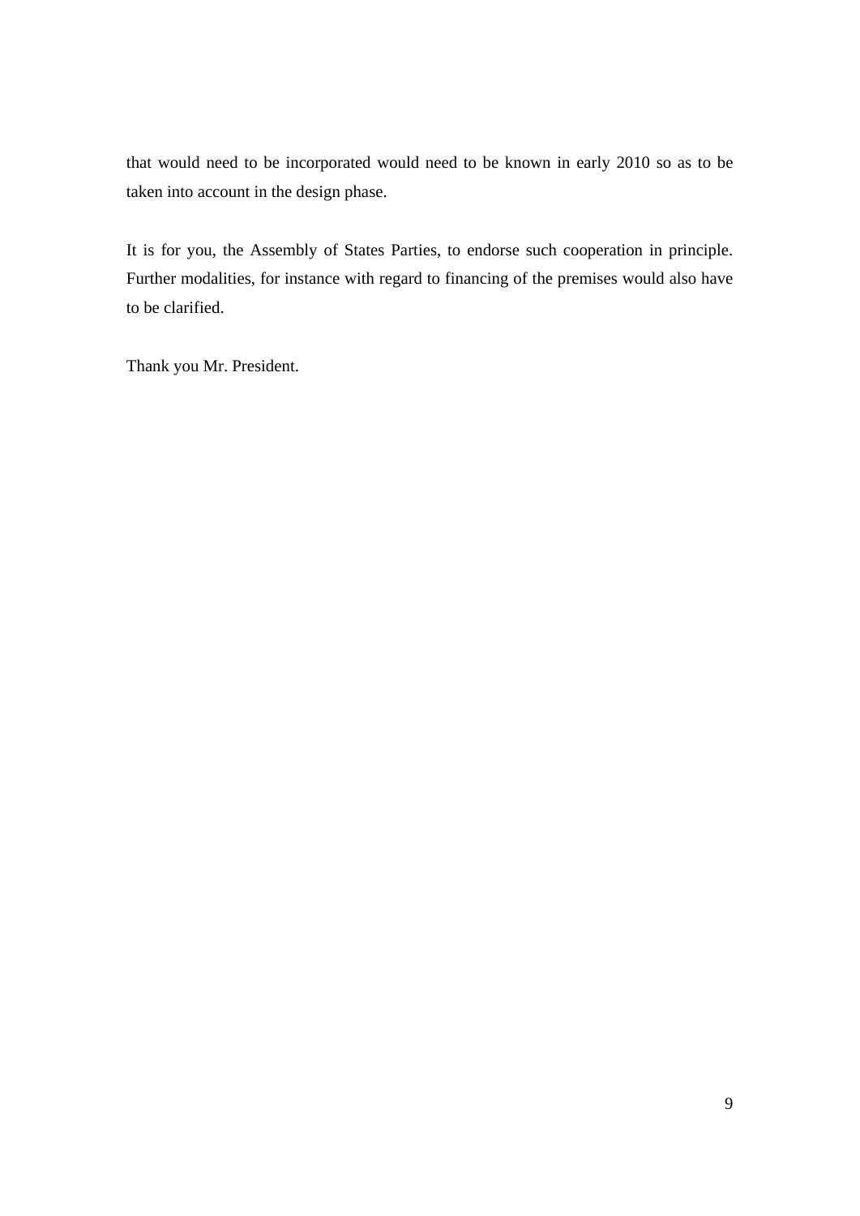that would need to be incorporated would need to be known in early 2010 so as to be taken into account in the design phase.

It is for you, the Assembly of States Parties, to endorse such cooperation in principle. Further modalities, for instance with regard to financing of the premises would also have to be clarified.

Thank you Mr. President.